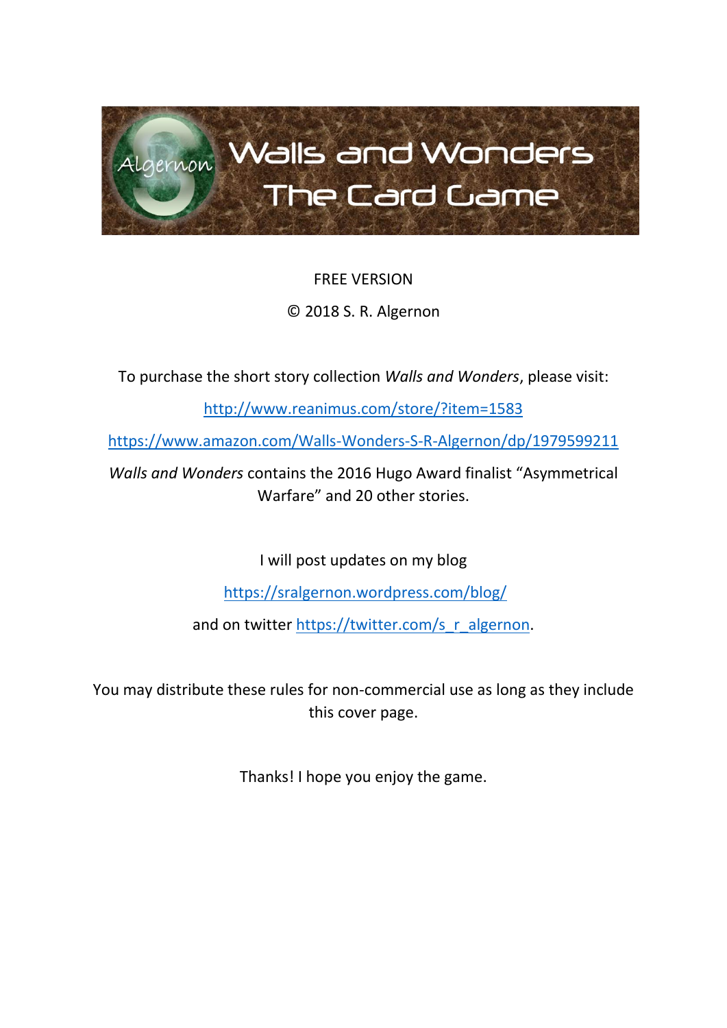# Walls and Wonders
## The Card Game

FREE VERSION

© 2018 S. R. Algernon

To purchase the short story collection *Walls and Wonders*, please visit:

http://www.reanimus.com/store/?item=1583

https://www.amazon.com/Walls-Wonders-S-R-Algernon/dp/1979599211

*Walls and Wonders* contains the 2016 Hugo Award finalist "Asymmetrical Warfare" and 20 other stories.

I will post updates on my blog

https://sralgernon.wordpress.com/blog/

and on twitter https://twitter.com/s_r_algernon.

You may distribute these rules for non-commercial use as long as they include this cover page.

Thanks! I hope you enjoy the game.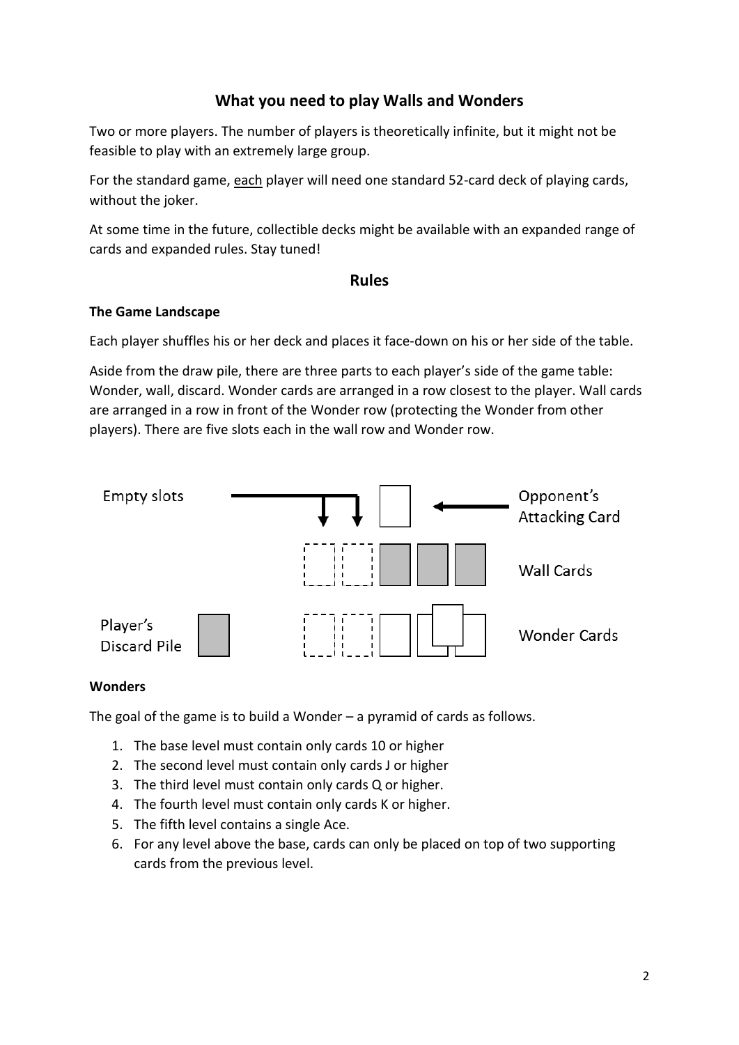## What you need to play Walls and Wonders

Two or more players. The number of players is theoretically infinite, but it might not be feasible to play with an extremely large group.

For the standard game, <u>each</u> player will need one standard 52-card deck of playing cards, without the joker.

At some time in the future, collectible decks might be available with an expanded range of cards and expanded rules. Stay tuned!

## Rules

### The Game Landscape

Each player shuffles his or her deck and places it face-down on his or her side of the table.

Aside from the draw pile, there are three parts to each player's side of the game table: Wonder, wall, discard. Wonder cards are arranged in a row closest to the player. Wall cards are arranged in a row in front of the Wonder row (protecting the Wonder from other players). There are five slots each in the wall row and Wonder row.

Empty slots

Opponent's Attacking Card

Wall Cards

Player's Discard Pile

Wonder Cards

### Wonders

The goal of the game is to build a Wonder – a pyramid of cards as follows.

1. The base level must contain only cards 10 or higher
2. The second level must contain only cards J or higher
3. The third level must contain only cards Q or higher.
4. The fourth level must contain only cards K or higher.
5. The fifth level contains a single Ace.
6. For any level above the base, cards can only be placed on top of two supporting cards from the previous level.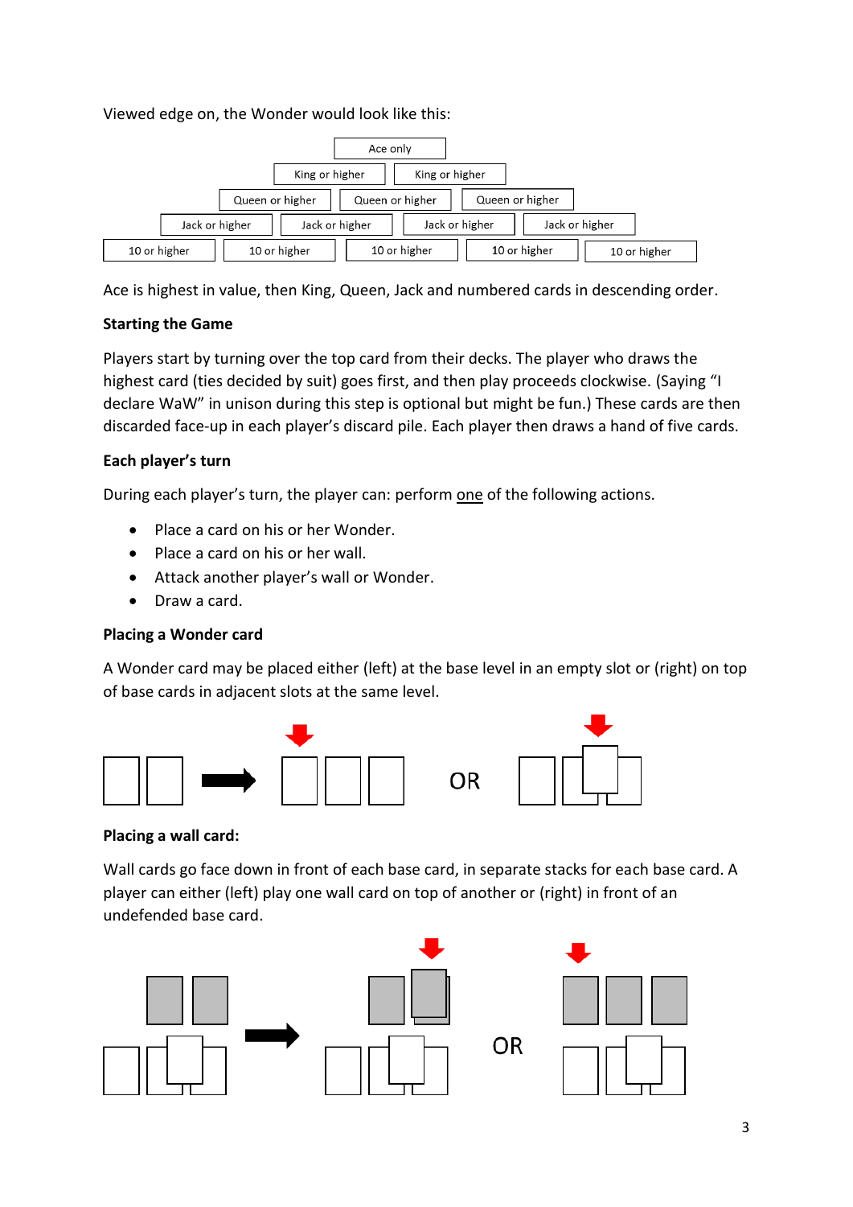Viewed edge on, the Wonder would look like this:

| | | | | | | | | |
|---|---|---|---|---|---|---|---|---|
| | | | | Ace only | | | | |
| | | | King or higher | | King or higher | | | |
| | | Queen or higher | | Queen or higher | | Queen or higher | | |
| | Jack or higher | | Jack or higher | | Jack or higher | | Jack or higher | |
| 10 or higher | | 10 or higher | | 10 or higher | | 10 or higher | | 10 or higher |

Ace is highest in value, then King, Queen, Jack and numbered cards in descending order.

**Starting the Game**

Players start by turning over the top card from their decks. The player who draws the highest card (ties decided by suit) goes first, and then play proceeds clockwise. (Saying "I declare WaW" in unison during this step is optional but might be fun.) These cards are then discarded face-up in each player's discard pile. Each player then draws a hand of five cards.

**Each player's turn**

During each player's turn, the player can: perform one of the following actions.

- Place a card on his or her Wonder.
- Place a card on his or her wall.
- Attack another player's wall or Wonder.
- Draw a card.

**Placing a Wonder card**

A Wonder card may be placed either (left) at the base level in an empty slot or (right) on top of base cards in adjacent slots at the same level.

OR

**Placing a wall card:**

Wall cards go face down in front of each base card, in separate stacks for each base card. A player can either (left) play one wall card on top of another or (right) in front of an undefended base card.

OR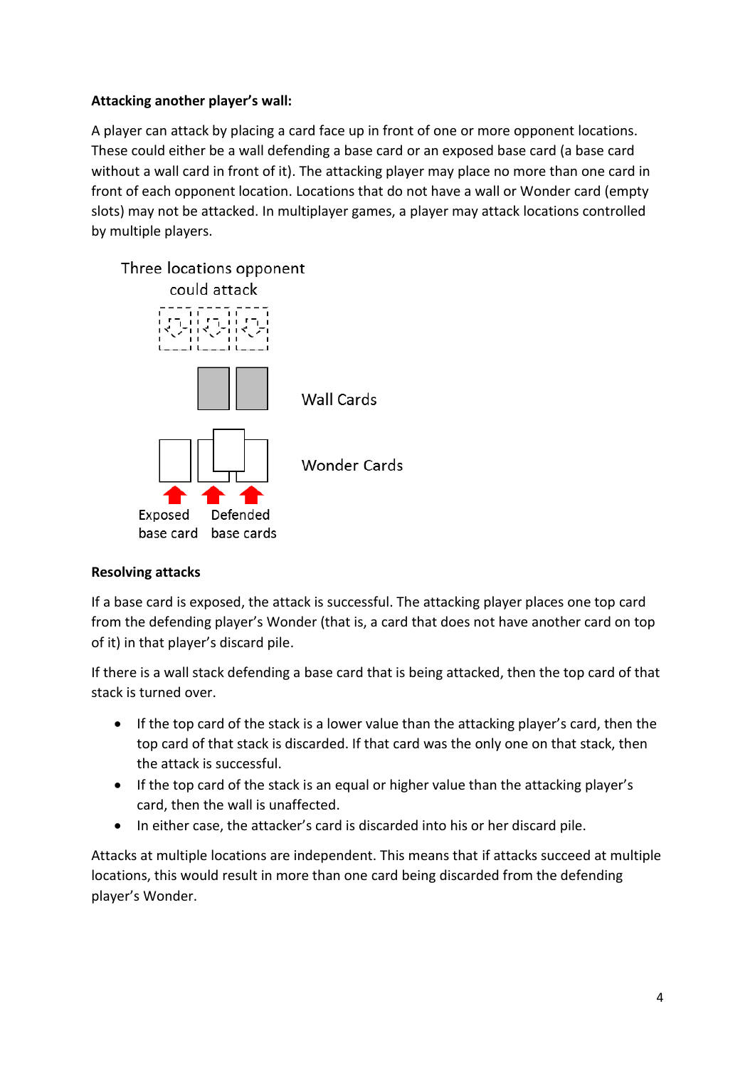**Attacking another player's wall:**

A player can attack by placing a card face up in front of one or more opponent locations. These could either be a wall defending a base card or an exposed base card (a base card without a wall card in front of it). The attacking player may place no more than one card in front of each opponent location. Locations that do not have a wall or Wonder card (empty slots) may not be attacked. In multiplayer games, a player may attack locations controlled by multiple players.

Three locations opponent could attack

Wall Cards

Wonder Cards

Exposed base card

Defended base cards

**Resolving attacks**

If a base card is exposed, the attack is successful. The attacking player places one top card from the defending player's Wonder (that is, a card that does not have another card on top of it) in that player's discard pile.

If there is a wall stack defending a base card that is being attacked, then the top card of that stack is turned over.

- If the top card of the stack is a lower value than the attacking player's card, then the top card of that stack is discarded. If that card was the only one on that stack, then the attack is successful.
- If the top card of the stack is an equal or higher value than the attacking player's card, then the wall is unaffected.
- In either case, the attacker's card is discarded into his or her discard pile.

Attacks at multiple locations are independent. This means that if attacks succeed at multiple locations, this would result in more than one card being discarded from the defending player's Wonder.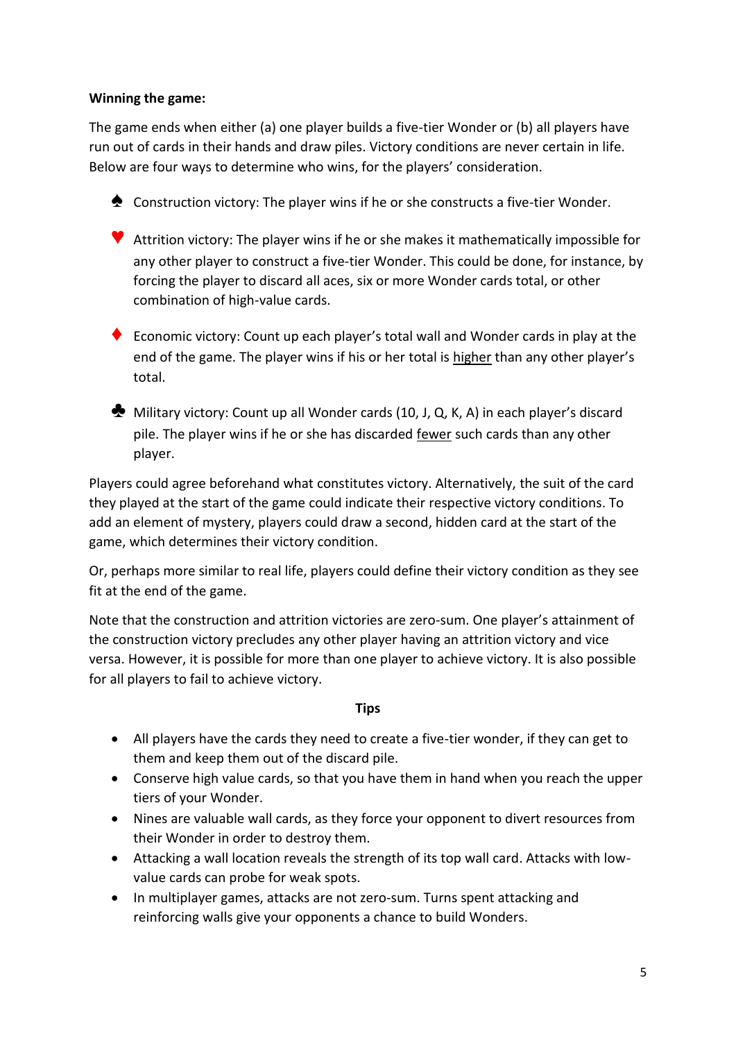**Winning the game:**

The game ends when either (a) one player builds a five-tier Wonder or (b) all players have run out of cards in their hands and draw piles. Victory conditions are never certain in life. Below are four ways to determine who wins, for the players' consideration.

- ♠ Construction victory: The player wins if he or she constructs a five-tier Wonder.
- ♥ Attrition victory: The player wins if he or she makes it mathematically impossible for any other player to construct a five-tier Wonder. This could be done, for instance, by forcing the player to discard all aces, six or more Wonder cards total, or other combination of high-value cards.
- ♦ Economic victory: Count up each player's total wall and Wonder cards in play at the end of the game. The player wins if his or her total is <u>higher</u> than any other player's total.
- ♣ Military victory: Count up all Wonder cards (10, J, Q, K, A) in each player's discard pile. The player wins if he or she has discarded <u>fewer</u> such cards than any other player.

Players could agree beforehand what constitutes victory. Alternatively, the suit of the card they played at the start of the game could indicate their respective victory conditions. To add an element of mystery, players could draw a second, hidden card at the start of the game, which determines their victory condition.

Or, perhaps more similar to real life, players could define their victory condition as they see fit at the end of the game.

Note that the construction and attrition victories are zero-sum. One player's attainment of the construction victory precludes any other player having an attrition victory and vice versa. However, it is possible for more than one player to achieve victory. It is also possible for all players to fail to achieve victory.

**Tips**

- All players have the cards they need to create a five-tier wonder, if they can get to them and keep them out of the discard pile.
- Conserve high value cards, so that you have them in hand when you reach the upper tiers of your Wonder.
- Nines are valuable wall cards, as they force your opponent to divert resources from their Wonder in order to destroy them.
- Attacking a wall location reveals the strength of its top wall card. Attacks with low-value cards can probe for weak spots.
- In multiplayer games, attacks are not zero-sum. Turns spent attacking and reinforcing walls give your opponents a chance to build Wonders.